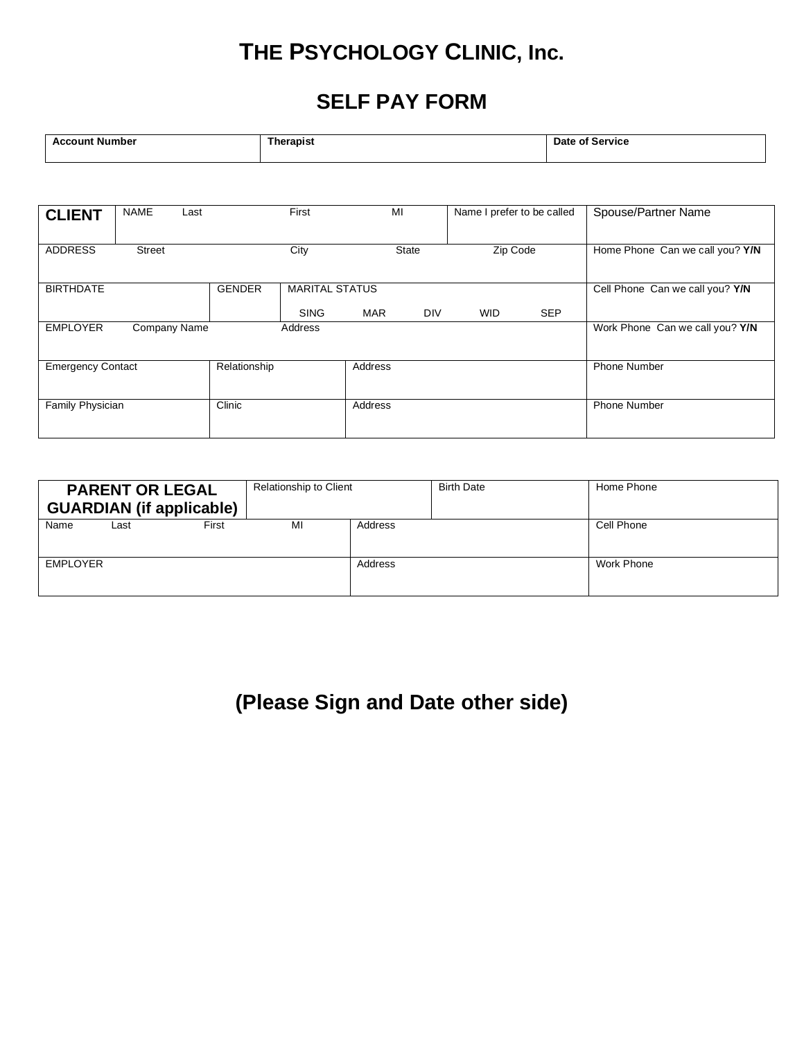# THE PSYCHOLOGY CLINIC, Inc.

## SELF PAY FORM

| **Account Number** | **Therapist** | **Date of Service** |
|---|---|---|
| | | |

| **CLIENT** | NAME Last | First | MI | Name I prefer to be called | Spouse/Partner Name |
|---|---|---|---|---|---|
| ADDRESS Street | | City | State | Zip Code | Home Phone Can we call you? **Y/N** |
| BIRTHDATE | GENDER | MARITAL STATUS SING MAR DIV WID SEP | | | Cell Phone Can we call you? **Y/N** |
| EMPLOYER Company Name | | Address | | | Work Phone Can we call you? **Y/N** |
| Emergency Contact | Relationship | Address | | | Phone Number |
| Family Physician | Clinic | Address | | | Phone Number |

| **PARENT OR LEGAL GUARDIAN (if applicable)** | Relationship to Client | Birth Date | Home Phone |
|---|---|---|---|
| Name Last First MI | Address | | Cell Phone |
| EMPLOYER | Address | | Work Phone |

## (Please Sign and Date other side)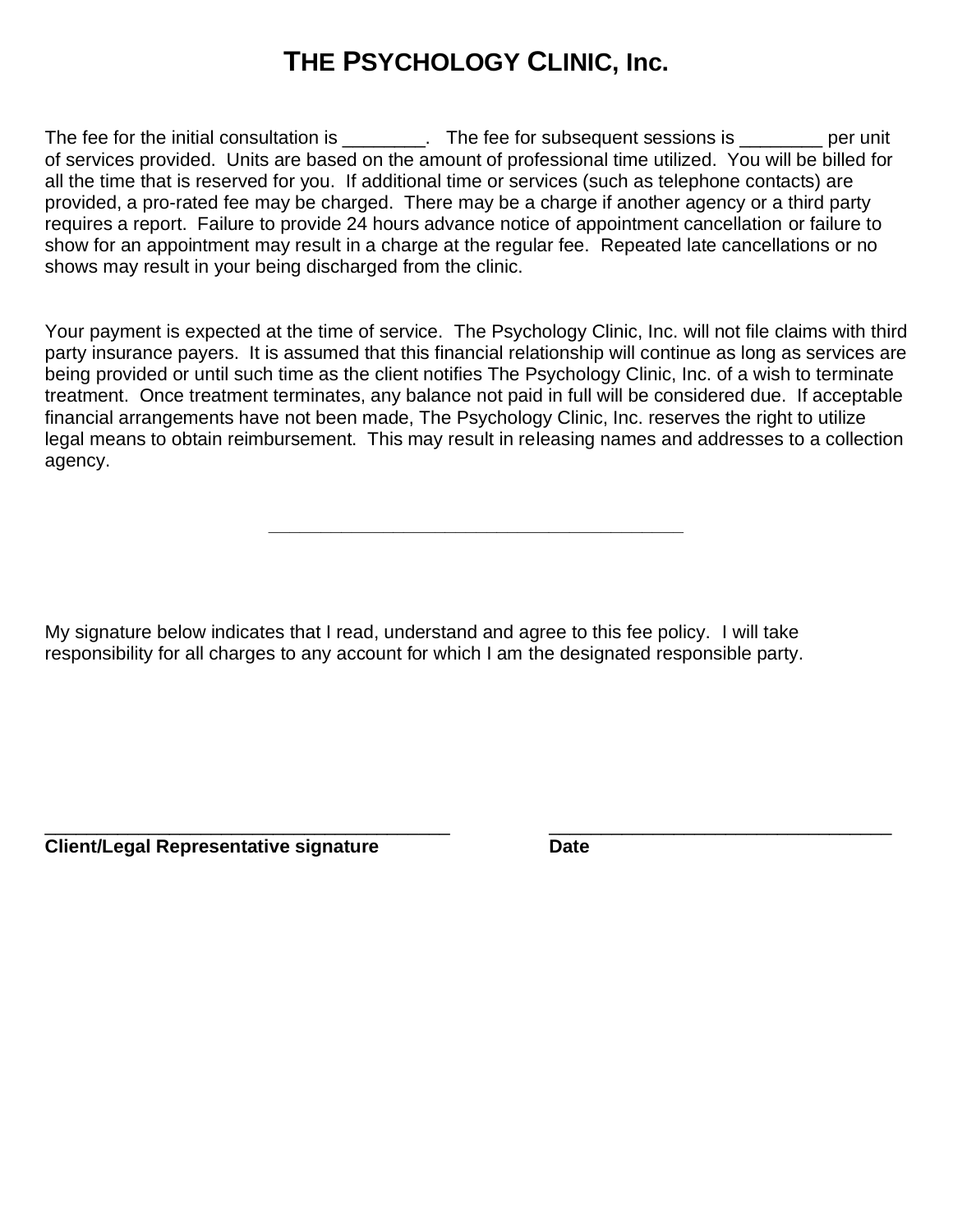# THE PSYCHOLOGY CLINIC, Inc.

The fee for the initial consultation is ________. The fee for subsequent sessions is ________ per unit of services provided. Units are based on the amount of professional time utilized. You will be billed for all the time that is reserved for you. If additional time or services (such as telephone contacts) are provided, a pro-rated fee may be charged. There may be a charge if another agency or a third party requires a report. Failure to provide 24 hours advance notice of appointment cancellation or failure to show for an appointment may result in a charge at the regular fee. Repeated late cancellations or no shows may result in your being discharged from the clinic.

Your payment is expected at the time of service. The Psychology Clinic, Inc. will not file claims with third party insurance payers. It is assumed that this financial relationship will continue as long as services are being provided or until such time as the client notifies The Psychology Clinic, Inc. of a wish to terminate treatment. Once treatment terminates, any balance not paid in full will be considered due. If acceptable financial arrangements have not been made, The Psychology Clinic, Inc. reserves the right to utilize legal means to obtain reimbursement. This may result in releasing names and addresses to a collection agency.

________________________________________

My signature below indicates that I read, understand and agree to this fee policy. I will take responsibility for all charges to any account for which I am the designated responsible party.

________________________________________ ________________________________

**Client/Legal Representative signature** **Date**